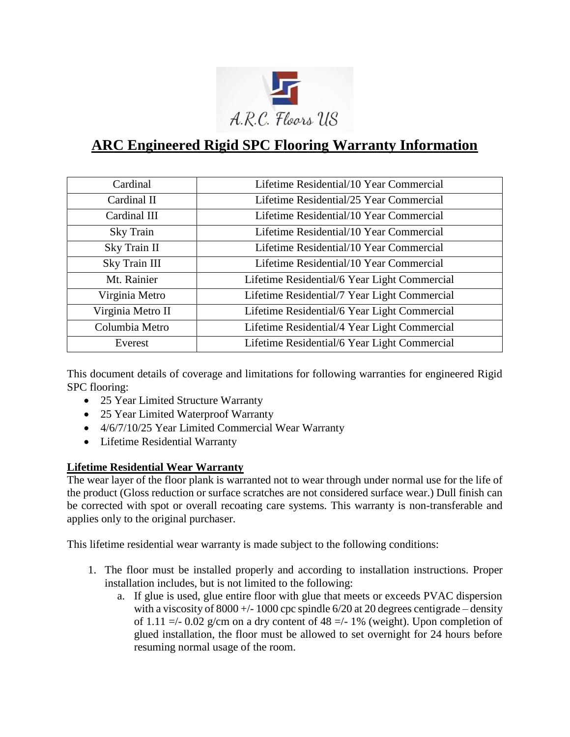A.R.C. Floors US

# ARC Engineered Rigid SPC Flooring Warranty Information

| Product | Warranty |
| --- | --- |
| Cardinal | Lifetime Residential/10 Year Commercial |
| Cardinal II | Lifetime Residential/25 Year Commercial |
| Cardinal III | Lifetime Residential/10 Year Commercial |
| Sky Train | Lifetime Residential/10 Year Commercial |
| Sky Train II | Lifetime Residential/10 Year Commercial |
| Sky Train III | Lifetime Residential/10 Year Commercial |
| Mt. Rainier | Lifetime Residential/6 Year Light Commercial |
| Virginia Metro | Lifetime Residential/7 Year Light Commercial |
| Virginia Metro II | Lifetime Residential/6 Year Light Commercial |
| Columbia Metro | Lifetime Residential/4 Year Light Commercial |
| Everest | Lifetime Residential/6 Year Light Commercial |

This document details of coverage and limitations for following warranties for engineered Rigid SPC flooring:

- 25 Year Limited Structure Warranty
- 25 Year Limited Waterproof Warranty
- 4/6/7/10/25 Year Limited Commercial Wear Warranty
- Lifetime Residential Warranty

## Lifetime Residential Wear Warranty

The wear layer of the floor plank is warranted not to wear through under normal use for the life of the product (Gloss reduction or surface scratches are not considered surface wear.) Dull finish can be corrected with spot or overall recoating care systems. This warranty is non-transferable and applies only to the original purchaser.

This lifetime residential wear warranty is made subject to the following conditions:

1. The floor must be installed properly and according to installation instructions. Proper installation includes, but is not limited to the following:
   a. If glue is used, glue entire floor with glue that meets or exceeds PVAC dispersion with a viscosity of 8000 +/- 1000 cpc spindle 6/20 at 20 degrees centigrade – density of 1.11 =/- 0.02 g/cm on a dry content of 48 =/- 1% (weight). Upon completion of glued installation, the floor must be allowed to set overnight for 24 hours before resuming normal usage of the room.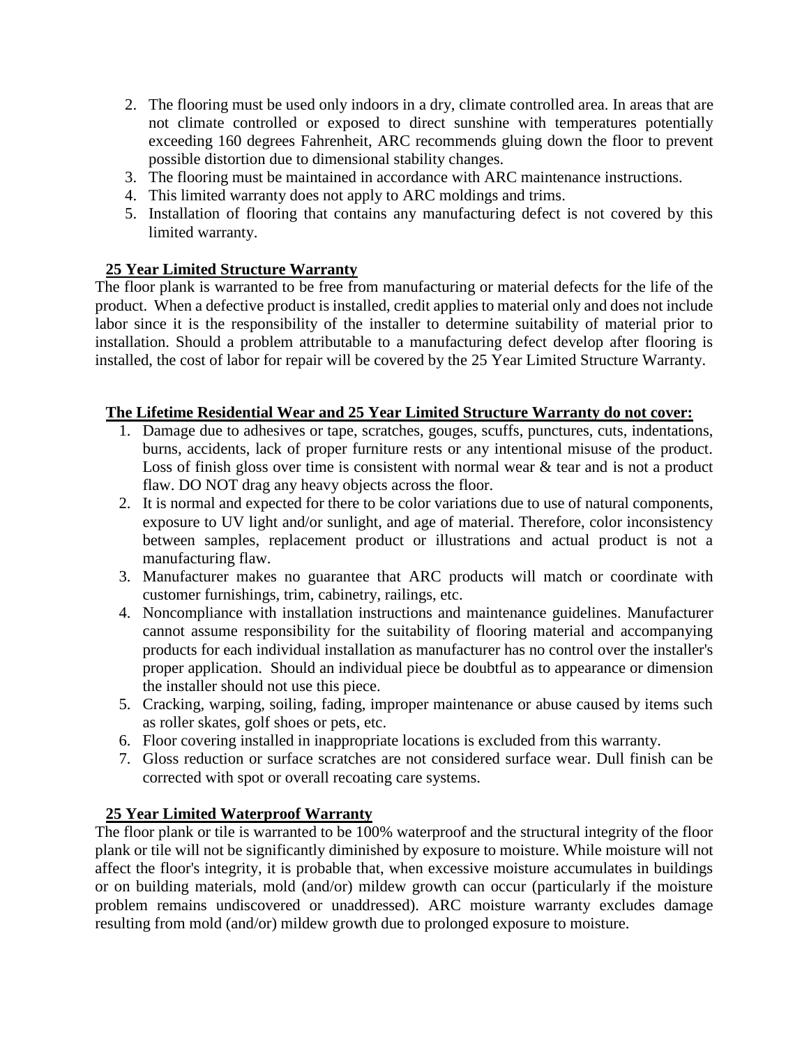2. The flooring must be used only indoors in a dry, climate controlled area. In areas that are not climate controlled or exposed to direct sunshine with temperatures potentially exceeding 160 degrees Fahrenheit, ARC recommends gluing down the floor to prevent possible distortion due to dimensional stability changes.
3. The flooring must be maintained in accordance with ARC maintenance instructions.
4. This limited warranty does not apply to ARC moldings and trims.
5. Installation of flooring that contains any manufacturing defect is not covered by this limited warranty.

**25 Year Limited Structure Warranty**

The floor plank is warranted to be free from manufacturing or material defects for the life of the product. When a defective product is installed, credit applies to material only and does not include labor since it is the responsibility of the installer to determine suitability of material prior to installation. Should a problem attributable to a manufacturing defect develop after flooring is installed, the cost of labor for repair will be covered by the 25 Year Limited Structure Warranty.

**The Lifetime Residential Wear and 25 Year Limited Structure Warranty do not cover:**

1. Damage due to adhesives or tape, scratches, gouges, scuffs, punctures, cuts, indentations, burns, accidents, lack of proper furniture rests or any intentional misuse of the product. Loss of finish gloss over time is consistent with normal wear & tear and is not a product flaw. DO NOT drag any heavy objects across the floor.
2. It is normal and expected for there to be color variations due to use of natural components, exposure to UV light and/or sunlight, and age of material. Therefore, color inconsistency between samples, replacement product or illustrations and actual product is not a manufacturing flaw.
3. Manufacturer makes no guarantee that ARC products will match or coordinate with customer furnishings, trim, cabinetry, railings, etc.
4. Noncompliance with installation instructions and maintenance guidelines. Manufacturer cannot assume responsibility for the suitability of flooring material and accompanying products for each individual installation as manufacturer has no control over the installer's proper application. Should an individual piece be doubtful as to appearance or dimension the installer should not use this piece.
5. Cracking, warping, soiling, fading, improper maintenance or abuse caused by items such as roller skates, golf shoes or pets, etc.
6. Floor covering installed in inappropriate locations is excluded from this warranty.
7. Gloss reduction or surface scratches are not considered surface wear. Dull finish can be corrected with spot or overall recoating care systems.

**25 Year Limited Waterproof Warranty**

The floor plank or tile is warranted to be 100% waterproof and the structural integrity of the floor plank or tile will not be significantly diminished by exposure to moisture. While moisture will not affect the floor's integrity, it is probable that, when excessive moisture accumulates in buildings or on building materials, mold (and/or) mildew growth can occur (particularly if the moisture problem remains undiscovered or unaddressed). ARC moisture warranty excludes damage resulting from mold (and/or) mildew growth due to prolonged exposure to moisture.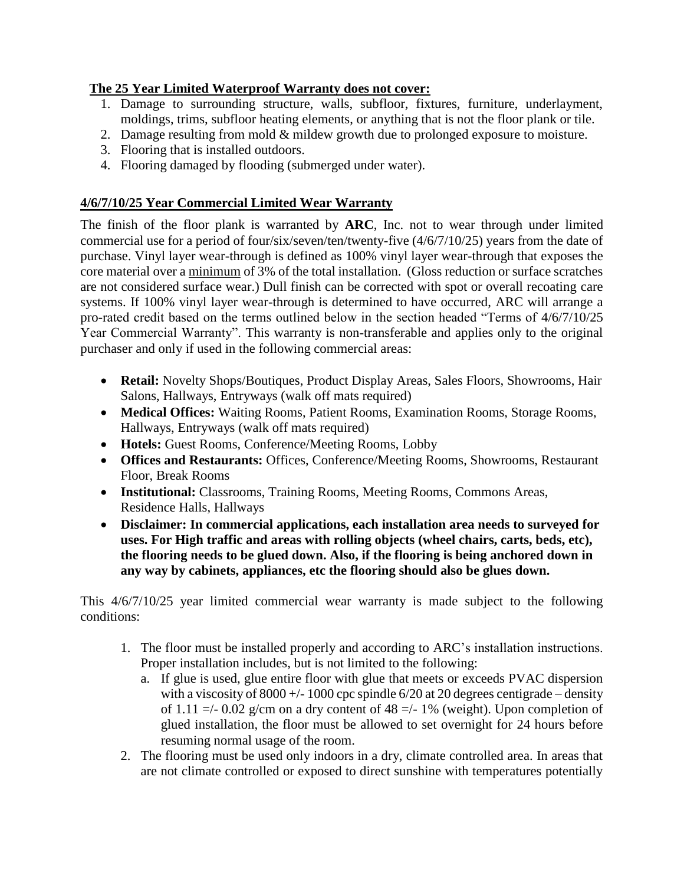**The 25 Year Limited Waterproof Warranty does not cover:**

1. Damage to surrounding structure, walls, subfloor, fixtures, furniture, underlayment, moldings, trims, subfloor heating elements, or anything that is not the floor plank or tile.
2. Damage resulting from mold & mildew growth due to prolonged exposure to moisture.
3. Flooring that is installed outdoors.
4. Flooring damaged by flooding (submerged under water).

## 4/6/7/10/25 Year Commercial Limited Wear Warranty

The finish of the floor plank is warranted by **ARC**, Inc. not to wear through under limited commercial use for a period of four/six/seven/ten/twenty-five (4/6/7/10/25) years from the date of purchase. Vinyl layer wear-through is defined as 100% vinyl layer wear-through that exposes the core material over a minimum of 3% of the total installation. (Gloss reduction or surface scratches are not considered surface wear.) Dull finish can be corrected with spot or overall recoating care systems. If 100% vinyl layer wear-through is determined to have occurred, ARC will arrange a pro-rated credit based on the terms outlined below in the section headed "Terms of 4/6/7/10/25 Year Commercial Warranty". This warranty is non-transferable and applies only to the original purchaser and only if used in the following commercial areas:

- **Retail:** Novelty Shops/Boutiques, Product Display Areas, Sales Floors, Showrooms, Hair Salons, Hallways, Entryways (walk off mats required)
- **Medical Offices:** Waiting Rooms, Patient Rooms, Examination Rooms, Storage Rooms, Hallways, Entryways (walk off mats required)
- **Hotels:** Guest Rooms, Conference/Meeting Rooms, Lobby
- **Offices and Restaurants:** Offices, Conference/Meeting Rooms, Showrooms, Restaurant Floor, Break Rooms
- **Institutional:** Classrooms, Training Rooms, Meeting Rooms, Commons Areas, Residence Halls, Hallways
- **Disclaimer: In commercial applications, each installation area needs to surveyed for uses. For High traffic and areas with rolling objects (wheel chairs, carts, beds, etc), the flooring needs to be glued down. Also, if the flooring is being anchored down in any way by cabinets, appliances, etc the flooring should also be glues down.**

This 4/6/7/10/25 year limited commercial wear warranty is made subject to the following conditions:

1. The floor must be installed properly and according to ARC's installation instructions. Proper installation includes, but is not limited to the following:
   a. If glue is used, glue entire floor with glue that meets or exceeds PVAC dispersion with a viscosity of 8000 +/- 1000 cpc spindle 6/20 at 20 degrees centigrade – density of 1.11 =/- 0.02 g/cm on a dry content of 48 =/- 1% (weight). Upon completion of glued installation, the floor must be allowed to set overnight for 24 hours before resuming normal usage of the room.
2. The flooring must be used only indoors in a dry, climate controlled area. In areas that are not climate controlled or exposed to direct sunshine with temperatures potentially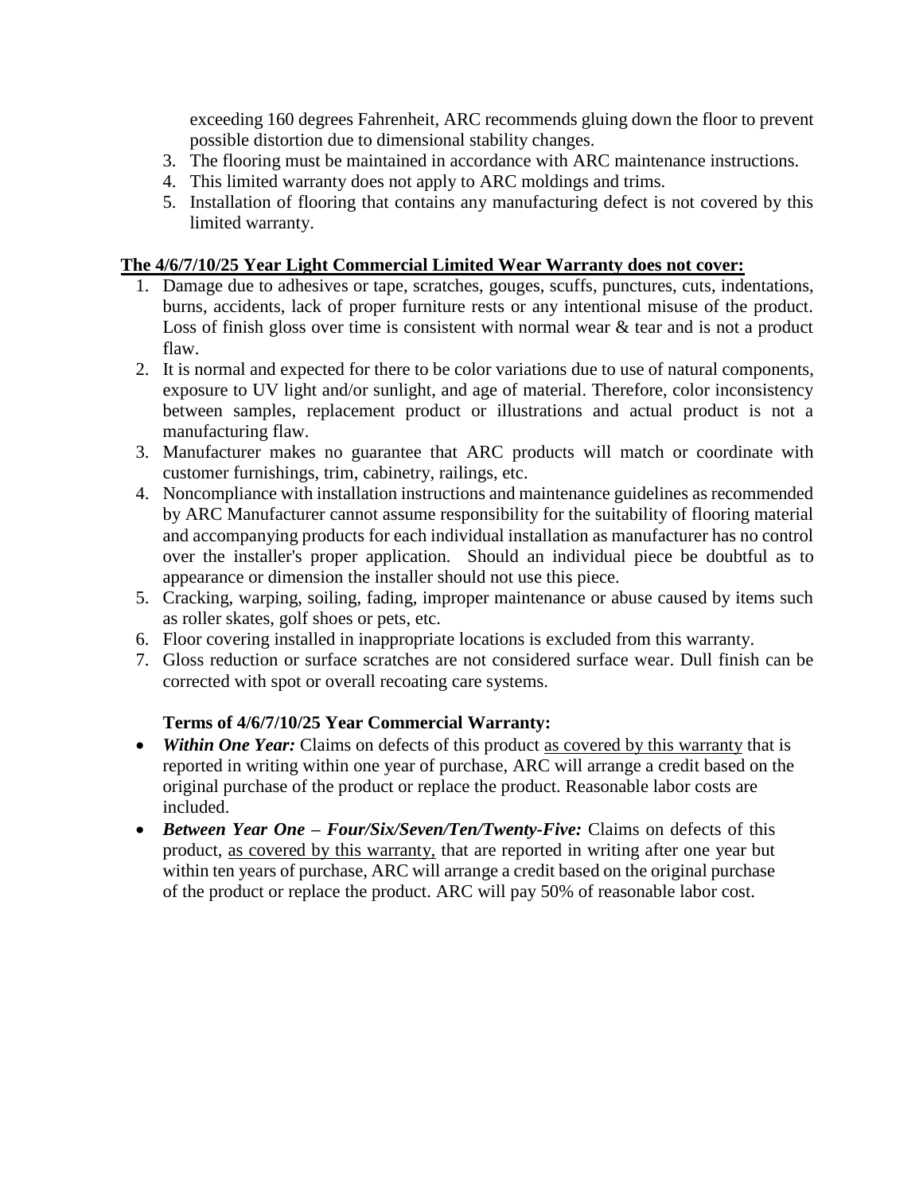exceeding 160 degrees Fahrenheit, ARC recommends gluing down the floor to prevent possible distortion due to dimensional stability changes.

3. The flooring must be maintained in accordance with ARC maintenance instructions.
4. This limited warranty does not apply to ARC moldings and trims.
5. Installation of flooring that contains any manufacturing defect is not covered by this limited warranty.

**The 4/6/7/10/25 Year Light Commercial Limited Wear Warranty does not cover:**

1. Damage due to adhesives or tape, scratches, gouges, scuffs, punctures, cuts, indentations, burns, accidents, lack of proper furniture rests or any intentional misuse of the product. Loss of finish gloss over time is consistent with normal wear & tear and is not a product flaw.
2. It is normal and expected for there to be color variations due to use of natural components, exposure to UV light and/or sunlight, and age of material. Therefore, color inconsistency between samples, replacement product or illustrations and actual product is not a manufacturing flaw.
3. Manufacturer makes no guarantee that ARC products will match or coordinate with customer furnishings, trim, cabinetry, railings, etc.
4. Noncompliance with installation instructions and maintenance guidelines as recommended by ARC Manufacturer cannot assume responsibility for the suitability of flooring material and accompanying products for each individual installation as manufacturer has no control over the installer's proper application. Should an individual piece be doubtful as to appearance or dimension the installer should not use this piece.
5. Cracking, warping, soiling, fading, improper maintenance or abuse caused by items such as roller skates, golf shoes or pets, etc.
6. Floor covering installed in inappropriate locations is excluded from this warranty.
7. Gloss reduction or surface scratches are not considered surface wear. Dull finish can be corrected with spot or overall recoating care systems.

**Terms of 4/6/7/10/25 Year Commercial Warranty:**

- ***Within One Year:*** Claims on defects of this product as covered by this warranty that is reported in writing within one year of purchase, ARC will arrange a credit based on the original purchase of the product or replace the product. Reasonable labor costs are included.
- ***Between Year One – Four/Six/Seven/Ten/Twenty-Five:*** Claims on defects of this product, as covered by this warranty, that are reported in writing after one year but within ten years of purchase, ARC will arrange a credit based on the original purchase of the product or replace the product. ARC will pay 50% of reasonable labor cost.